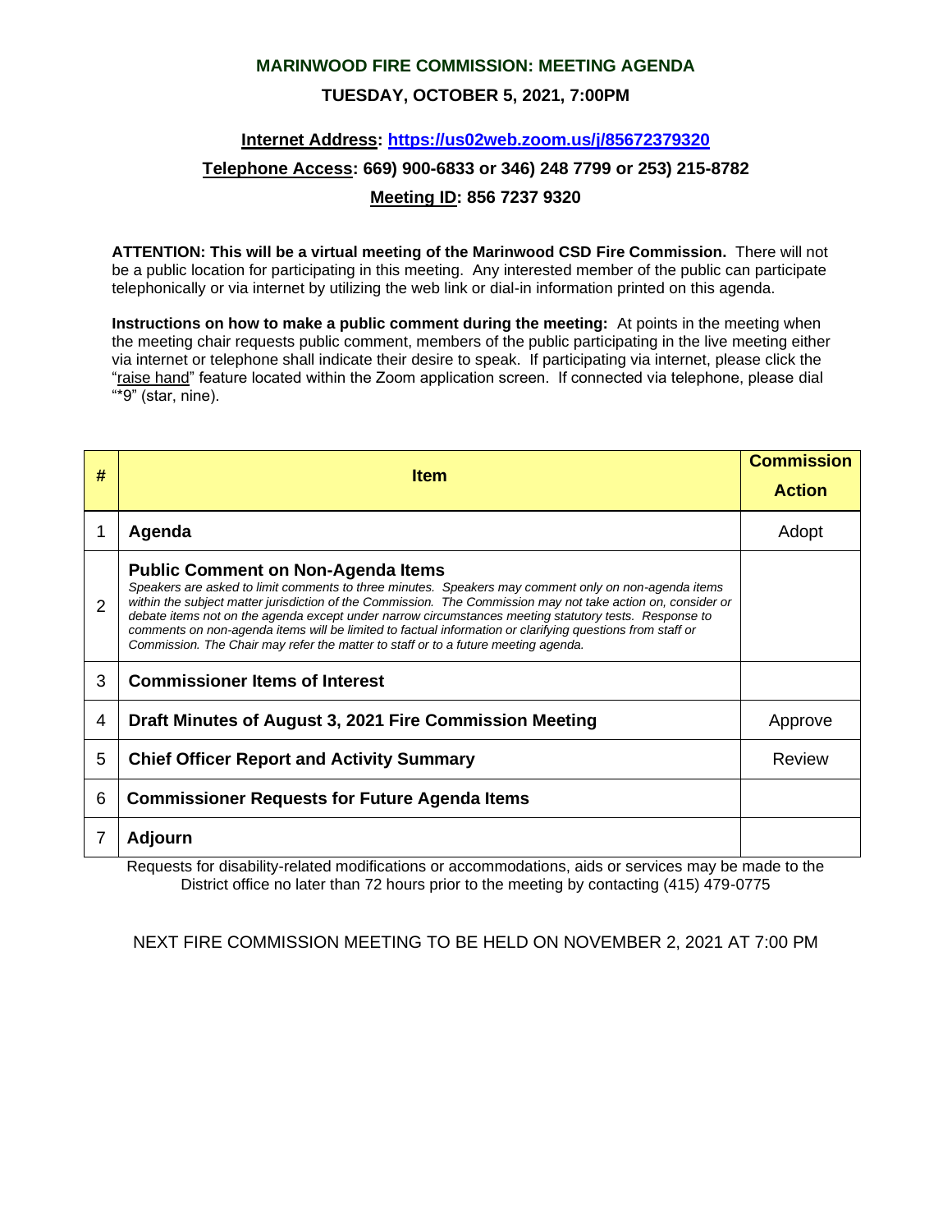# MARINWOOD FIRE COMMISSION: MEETING AGENDA

## TUESDAY, OCTOBER 5, 2021, 7:00PM

**Internet Address: [https://us02web.zoom.us/j/85672379320](https://us02web.zoom.us/j/85672379320)**

**Telephone Access: 669) 900-6833 or 346) 248 7799 or 253) 215-8782**

**Meeting ID: 856 7237 9320**

**ATTENTION: This will be a virtual meeting of the Marinwood CSD Fire Commission.** There will not be a public location for participating in this meeting. Any interested member of the public can participate telephonically or via internet by utilizing the web link or dial-in information printed on this agenda.

**Instructions on how to make a public comment during the meeting:** At points in the meeting when the meeting chair requests public comment, members of the public participating in the live meeting either via internet or telephone shall indicate their desire to speak. If participating via internet, please click the "raise hand" feature located within the Zoom application screen. If connected via telephone, please dial "*9" (star, nine).

| # | Item | Commission Action |
|---|---|---|
| 1 | **Agenda** | Adopt |
| 2 | **Public Comment on Non-Agenda Items** *Speakers are asked to limit comments to three minutes. Speakers may comment only on non-agenda items within the subject matter jurisdiction of the Commission. The Commission may not take action on, consider or debate items not on the agenda except under narrow circumstances meeting statutory tests. Response to comments on non-agenda items will be limited to factual information or clarifying questions from staff or Commission. The Chair may refer the matter to staff or to a future meeting agenda.* | |
| 3 | **Commissioner Items of Interest** | |
| 4 | **Draft Minutes of August 3, 2021 Fire Commission Meeting** | Approve |
| 5 | **Chief Officer Report and Activity Summary** | Review |
| 6 | **Commissioner Requests for Future Agenda Items** | |
| 7 | **Adjourn** | |

Requests for disability-related modifications or accommodations, aids or services may be made to the District office no later than 72 hours prior to the meeting by contacting (415) 479-0775

NEXT FIRE COMMISSION MEETING TO BE HELD ON NOVEMBER 2, 2021 AT 7:00 PM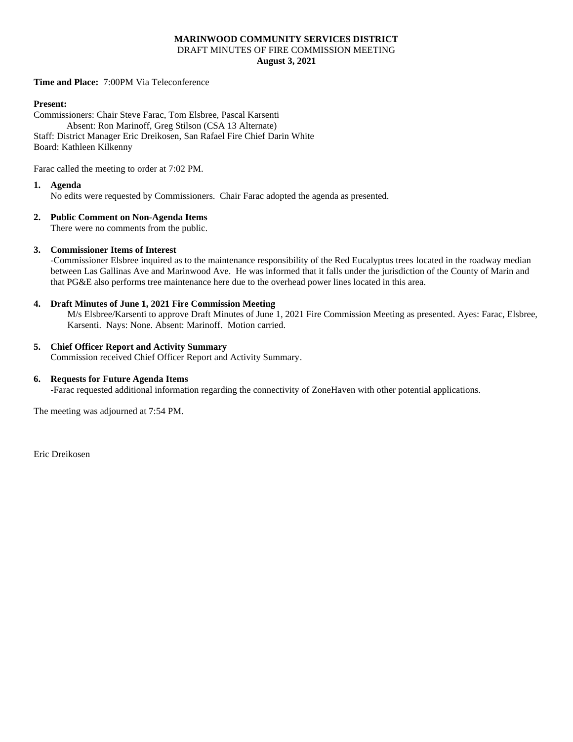**MARINWOOD COMMUNITY SERVICES DISTRICT**
DRAFT MINUTES OF FIRE COMMISSION MEETING
**August 3, 2021**

**Time and Place:** 7:00PM Via Teleconference

**Present:**
Commissioners: Chair Steve Farac, Tom Elsbree, Pascal Karsenti
Absent: Ron Marinoff, Greg Stilson (CSA 13 Alternate)
Staff: District Manager Eric Dreikosen, San Rafael Fire Chief Darin White
Board: Kathleen Kilkenny

Farac called the meeting to order at 7:02 PM.

1. **Agenda**
   No edits were requested by Commissioners. Chair Farac adopted the agenda as presented.

2. **Public Comment on Non-Agenda Items**
   There were no comments from the public.

3. **Commissioner Items of Interest**
   -Commissioner Elsbree inquired as to the maintenance responsibility of the Red Eucalyptus trees located in the roadway median between Las Gallinas Ave and Marinwood Ave. He was informed that it falls under the jurisdiction of the County of Marin and that PG&E also performs tree maintenance here due to the overhead power lines located in this area.

4. **Draft Minutes of June 1, 2021 Fire Commission Meeting**
   M/s Elsbree/Karsenti to approve Draft Minutes of June 1, 2021 Fire Commission Meeting as presented. Ayes: Farac, Elsbree, Karsenti. Nays: None. Absent: Marinoff. Motion carried.

5. **Chief Officer Report and Activity Summary**
   Commission received Chief Officer Report and Activity Summary.

6. **Requests for Future Agenda Items**
   -Farac requested additional information regarding the connectivity of ZoneHaven with other potential applications.

The meeting was adjourned at 7:54 PM.

Eric Dreikosen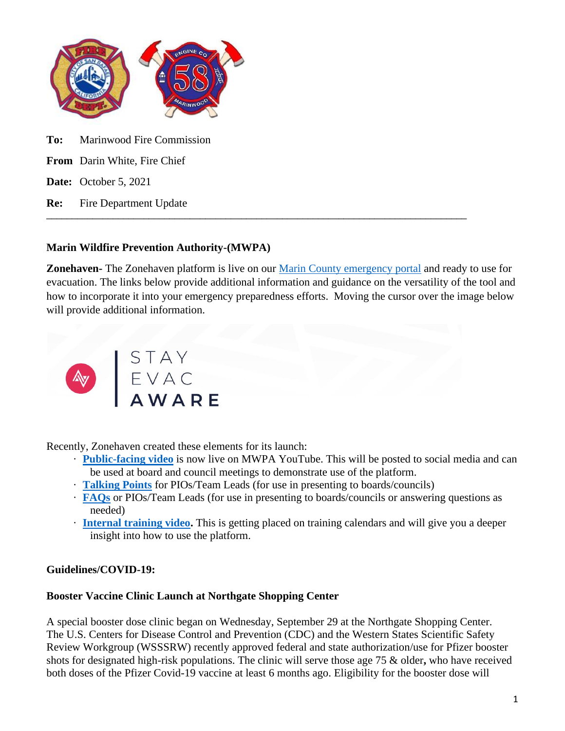**To:** Marinwood Fire Commission

**From** Darin White, Fire Chief

**Date:** October 5, 2021

**Re:** Fire Department Update

---

**Marin Wildfire Prevention Authority-(MWPA)**

**Zonehaven-** The Zonehaven platform is live on our Marin County emergency portal and ready to use for evacuation. The links below provide additional information and guidance on the versatility of the tool and how to incorporate it into your emergency preparedness efforts. Moving the cursor over the image below will provide additional information.

STAY EVAC AWARE

Recently, Zonehaven created these elements for its launch:

- **Public-facing video** is now live on MWPA YouTube. This will be posted to social media and can be used at board and council meetings to demonstrate use of the platform.
- **Talking Points** for PIOs/Team Leads (for use in presenting to boards/councils)
- **FAQs** or PIOs/Team Leads (for use in presenting to boards/councils or answering questions as needed)
- **Internal training video.** This is getting placed on training calendars and will give you a deeper insight into how to use the platform.

**Guidelines/COVID-19:**

**Booster Vaccine Clinic Launch at Northgate Shopping Center**

A special booster dose clinic began on Wednesday, September 29 at the Northgate Shopping Center. The U.S. Centers for Disease Control and Prevention (CDC) and the Western States Scientific Safety Review Workgroup (WSSSRW) recently approved federal and state authorization/use for Pfizer booster shots for designated high-risk populations. The clinic will serve those age 75 & older**,** who have received both doses of the Pfizer Covid-19 vaccine at least 6 months ago. Eligibility for the booster dose will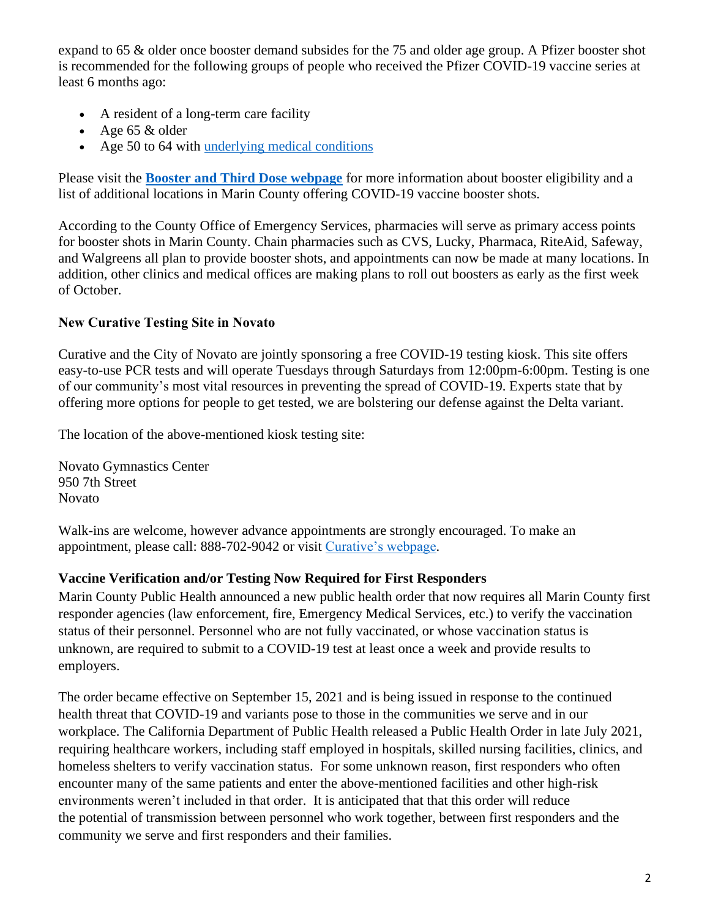expand to 65 & older once booster demand subsides for the 75 and older age group. A Pfizer booster shot is recommended for the following groups of people who received the Pfizer COVID-19 vaccine series at least 6 months ago:

- A resident of a long-term care facility
- Age 65 & older
- Age 50 to 64 with [underlying medical conditions]()

Please visit the **[Booster and Third Dose webpage]()** for more information about booster eligibility and a list of additional locations in Marin County offering COVID-19 vaccine booster shots.

According to the County Office of Emergency Services, pharmacies will serve as primary access points for booster shots in Marin County. Chain pharmacies such as CVS, Lucky, Pharmaca, RiteAid, Safeway, and Walgreens all plan to provide booster shots, and appointments can now be made at many locations. In addition, other clinics and medical offices are making plans to roll out boosters as early as the first week of October.

**New Curative Testing Site in Novato**

Curative and the City of Novato are jointly sponsoring a free COVID-19 testing kiosk. This site offers easy-to-use PCR tests and will operate Tuesdays through Saturdays from 12:00pm-6:00pm. Testing is one of our community's most vital resources in preventing the spread of COVID-19. Experts state that by offering more options for people to get tested, we are bolstering our defense against the Delta variant.

The location of the above-mentioned kiosk testing site:

Novato Gymnastics Center
950 7th Street
Novato

Walk-ins are welcome, however advance appointments are strongly encouraged. To make an appointment, please call: 888-702-9042 or visit [Curative's webpage]().

**Vaccine Verification and/or Testing Now Required for First Responders**

Marin County Public Health announced a new public health order that now requires all Marin County first responder agencies (law enforcement, fire, Emergency Medical Services, etc.) to verify the vaccination status of their personnel. Personnel who are not fully vaccinated, or whose vaccination status is unknown, are required to submit to a COVID-19 test at least once a week and provide results to employers.

The order became effective on September 15, 2021 and is being issued in response to the continued health threat that COVID-19 and variants pose to those in the communities we serve and in our workplace. The California Department of Public Health released a Public Health Order in late July 2021, requiring healthcare workers, including staff employed in hospitals, skilled nursing facilities, clinics, and homeless shelters to verify vaccination status. For some unknown reason, first responders who often encounter many of the same patients and enter the above-mentioned facilities and other high-risk environments weren't included in that order. It is anticipated that that this order will reduce the potential of transmission between personnel who work together, between first responders and the community we serve and first responders and their families.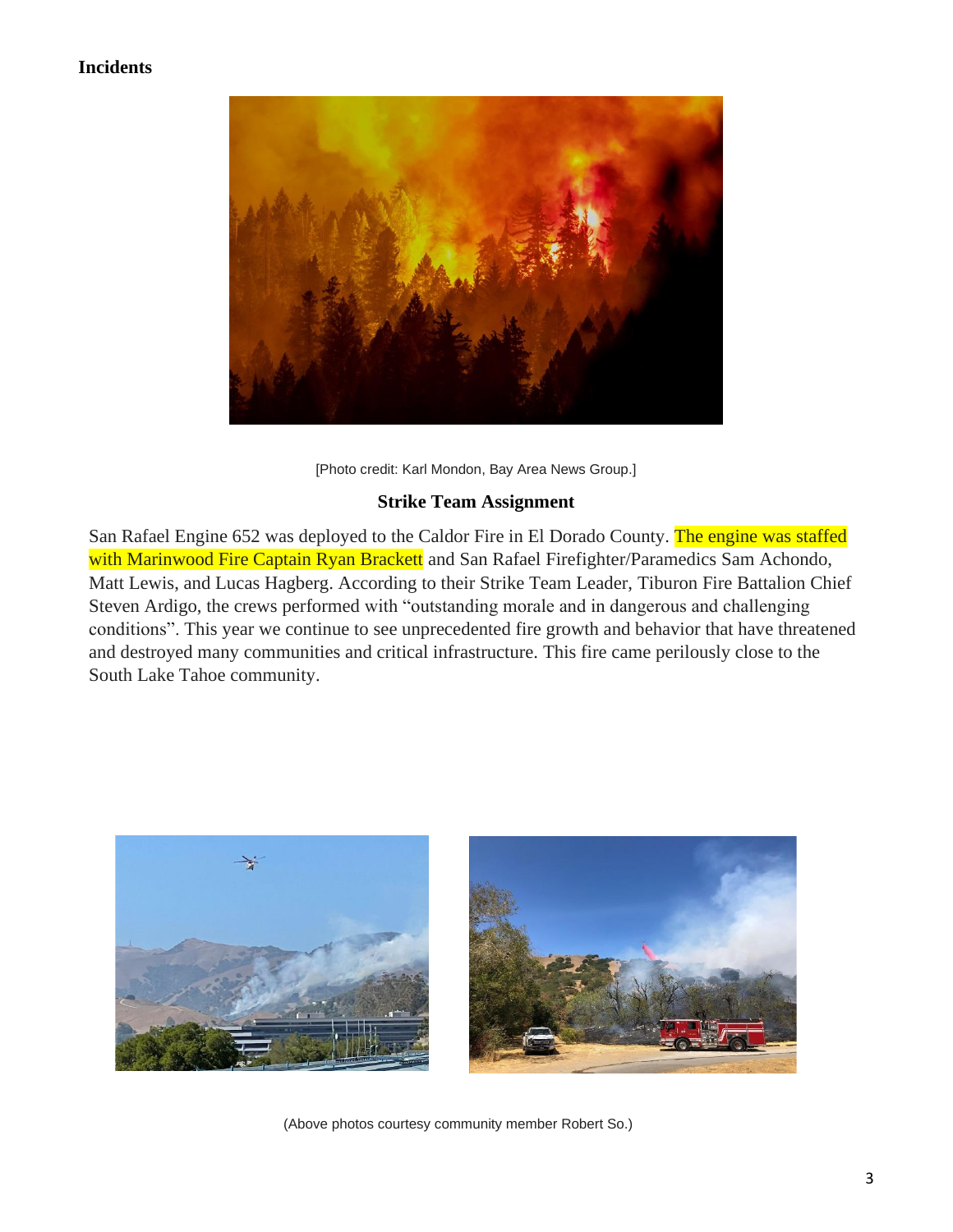## Incidents

[Photo credit: Karl Mondon, Bay Area News Group.]

### Strike Team Assignment

San Rafael Engine 652 was deployed to the Caldor Fire in El Dorado County. The engine was staffed with Marinwood Fire Captain Ryan Brackett and San Rafael Firefighter/Paramedics Sam Achondo, Matt Lewis, and Lucas Hagberg. According to their Strike Team Leader, Tiburon Fire Battalion Chief Steven Ardigo, the crews performed with "outstanding morale and in dangerous and challenging conditions". This year we continue to see unprecedented fire growth and behavior that have threatened and destroyed many communities and critical infrastructure. This fire came perilously close to the South Lake Tahoe community.

(Above photos courtesy community member Robert So.)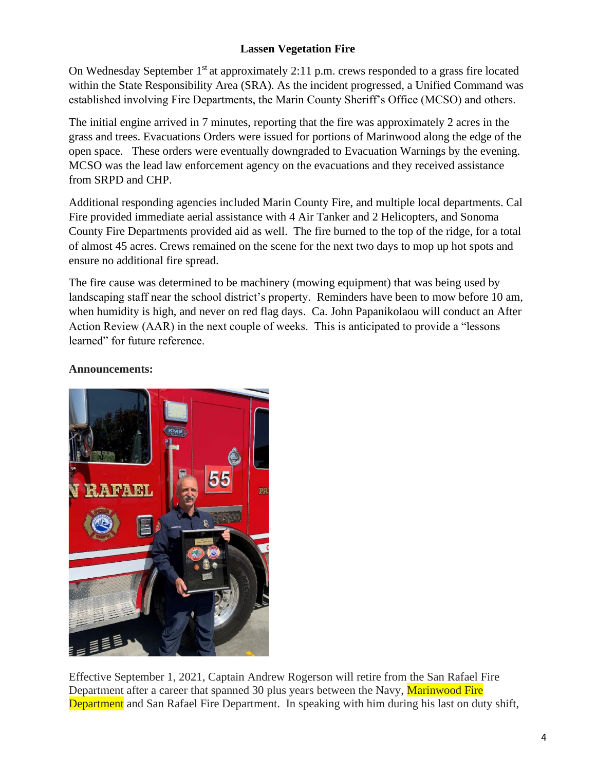### Lassen Vegetation Fire

On Wednesday September 1st at approximately 2:11 p.m. crews responded to a grass fire located within the State Responsibility Area (SRA). As the incident progressed, a Unified Command was established involving Fire Departments, the Marin County Sheriff's Office (MCSO) and others.

The initial engine arrived in 7 minutes, reporting that the fire was approximately 2 acres in the grass and trees. Evacuations Orders were issued for portions of Marinwood along the edge of the open space. These orders were eventually downgraded to Evacuation Warnings by the evening. MCSO was the lead law enforcement agency on the evacuations and they received assistance from SRPD and CHP.

Additional responding agencies included Marin County Fire, and multiple local departments. Cal Fire provided immediate aerial assistance with 4 Air Tanker and 2 Helicopters, and Sonoma County Fire Departments provided aid as well. The fire burned to the top of the ridge, for a total of almost 45 acres. Crews remained on the scene for the next two days to mop up hot spots and ensure no additional fire spread.

The fire cause was determined to be machinery (mowing equipment) that was being used by landscaping staff near the school district's property. Reminders have been to mow before 10 am, when humidity is high, and never on red flag days. Ca. John Papanikolaou will conduct an After Action Review (AAR) in the next couple of weeks. This is anticipated to provide a "lessons learned" for future reference.

**Announcements:**

Effective September 1, 2021, Captain Andrew Rogerson will retire from the San Rafael Fire Department after a career that spanned 30 plus years between the Navy, Marinwood Fire Department and San Rafael Fire Department. In speaking with him during his last on duty shift,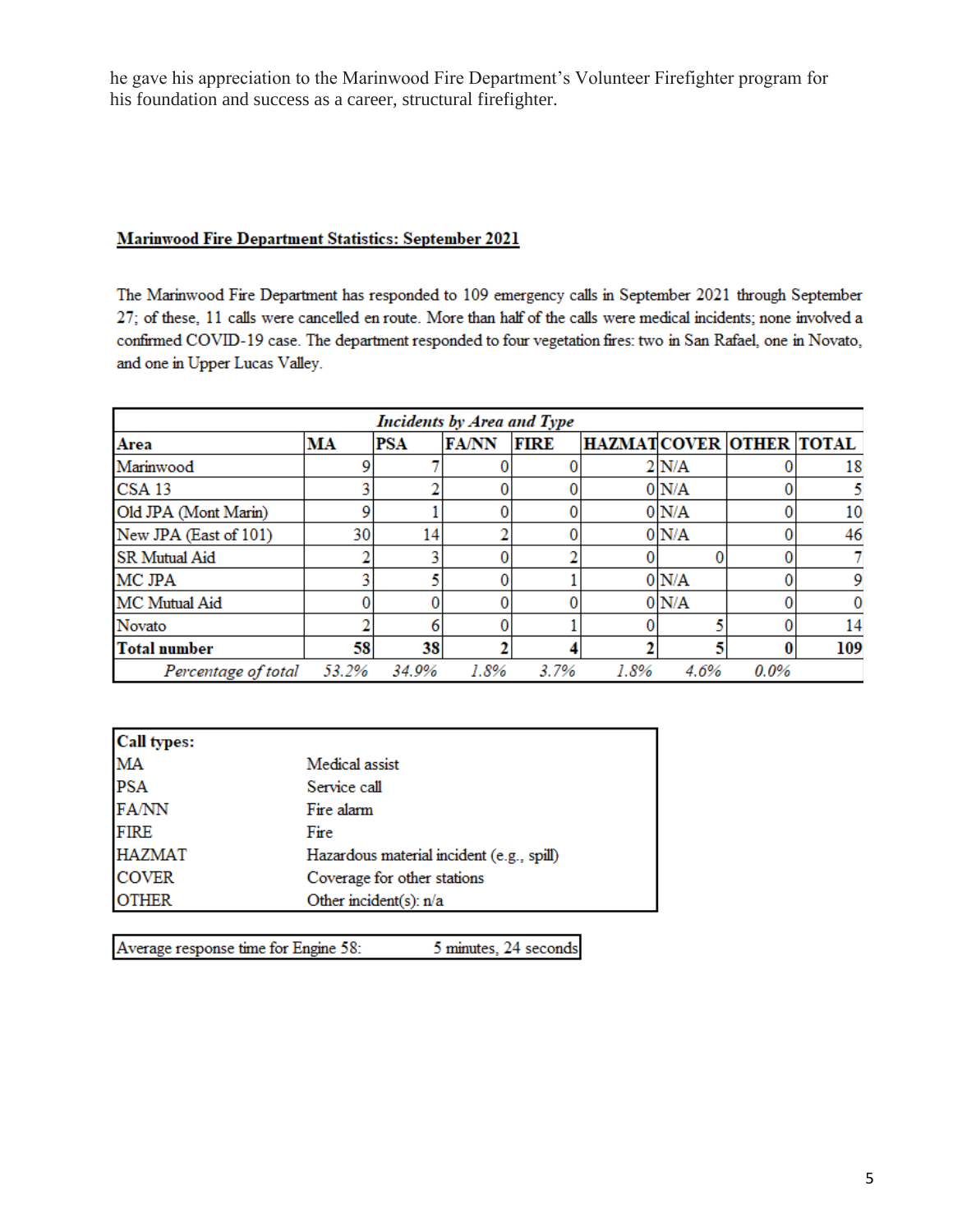he gave his appreciation to the Marinwood Fire Department's Volunteer Firefighter program for his foundation and success as a career, structural firefighter.

## Marinwood Fire Department Statistics: September 2021

The Marinwood Fire Department has responded to 109 emergency calls in September 2021 through September 27; of these, 11 calls were cancelled en route. More than half of the calls were medical incidents; none involved a confirmed COVID-19 case. The department responded to four vegetation fires: two in San Rafael, one in Novato, and one in Upper Lucas Valley.

| *Incidents by Area and Type* | | | | | | | | |
|---|---|---|---|---|---|---|---|---|
| **Area** | **MA** | **PSA** | **FA/NN** | **FIRE** | **HAZMAT** | **COVER** | **OTHER** | **TOTAL** |
| Marinwood | 9 | 7 | 0 | 0 | 2 | N/A | 0 | 18 |
| CSA 13 | 3 | 2 | 0 | 0 | 0 | N/A | 0 | 5 |
| Old JPA (Mont Marin) | 9 | 1 | 0 | 0 | 0 | N/A | 0 | 10 |
| New JPA (East of 101) | 30 | 14 | 2 | 0 | 0 | N/A | 0 | 46 |
| SR Mutual Aid | 2 | 3 | 0 | 2 | 0 | 0 | 0 | 7 |
| MC JPA | 3 | 5 | 0 | 1 | 0 | N/A | 0 | 9 |
| MC Mutual Aid | 0 | 0 | 0 | 0 | 0 | N/A | 0 | 0 |
| Novato | 2 | 6 | 0 | 1 | 0 | 5 | 0 | 14 |
| **Total number** | **58** | **38** | **2** | **4** | **2** | **5** | **0** | **109** |
| *Percentage of total* | *53.2%* | *34.9%* | *1.8%* | *3.7%* | *1.8%* | *4.6%* | *0.0%* | |

| **Call types:** | |
|---|---|
| MA | Medical assist |
| PSA | Service call |
| FA/NN | Fire alarm |
| FIRE | Fire |
| HAZMAT | Hazardous material incident (e.g., spill) |
| COVER | Coverage for other stations |
| OTHER | Other incident(s): n/a |

| | |
|---|---|
| Average response time for Engine 58: | 5 minutes, 24 seconds |